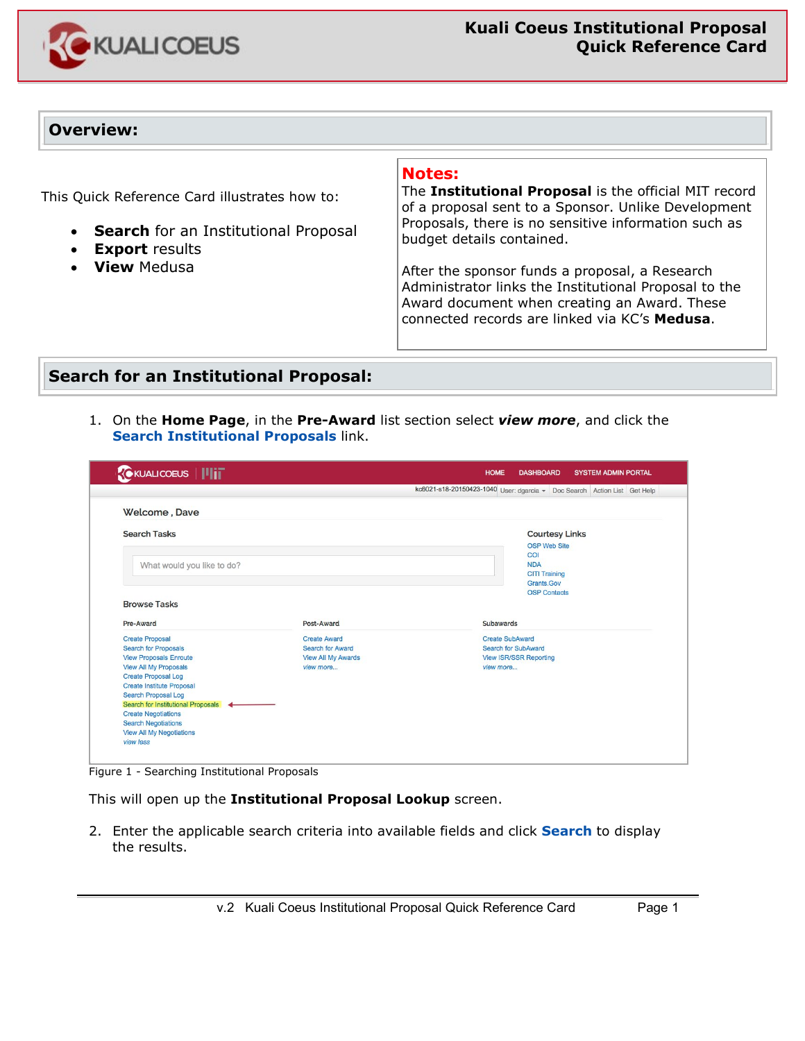# Kuali Coeus Institutional Proposal Quick Reference Card

## Overview:

This Quick Reference Card illustrates how to:

- **Search** for an Institutional Proposal
- **Export** results
- **View** Medusa

**Notes:**
The **Institutional Proposal** is the official MIT record of a proposal sent to a Sponsor. Unlike Development Proposals, there is no sensitive information such as budget details contained.

After the sponsor funds a proposal, a Research Administrator links the Institutional Proposal to the Award document when creating an Award. These connected records are linked via KC's **Medusa**.

## Search for an Institutional Proposal:

1. On the **Home Page**, in the **Pre-Award** list section select ***view more***, and click the **Search Institutional Proposals** link.

Figure 1 - Searching Institutional Proposals

This will open up the **Institutional Proposal Lookup** screen.

2. Enter the applicable search criteria into available fields and click **Search** to display the results.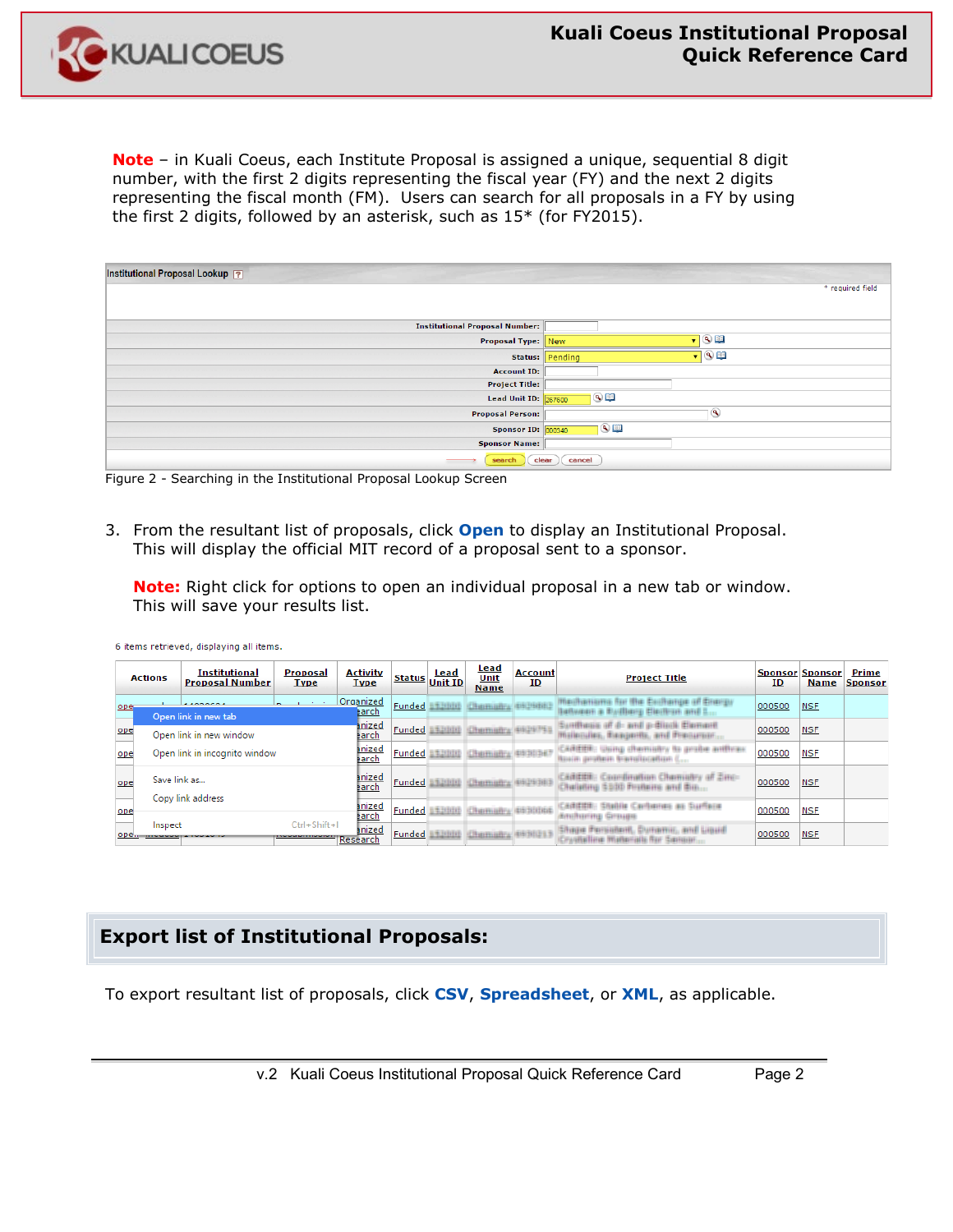**Note** – in Kuali Coeus, each Institute Proposal is assigned a unique, sequential 8 digit number, with the first 2 digits representing the fiscal year (FY) and the next 2 digits representing the fiscal month (FM). Users can search for all proposals in a FY by using the first 2 digits, followed by an asterisk, such as 15* (for FY2015).

Figure 2 - Searching in the Institutional Proposal Lookup Screen

3. From the resultant list of proposals, click **Open** to display an Institutional Proposal. This will display the official MIT record of a proposal sent to a sponsor.

   **Note:** Right click for options to open an individual proposal in a new tab or window. This will save your results list.

## Export list of Institutional Proposals:

To export resultant list of proposals, click **CSV**, **Spreadsheet**, or **XML**, as applicable.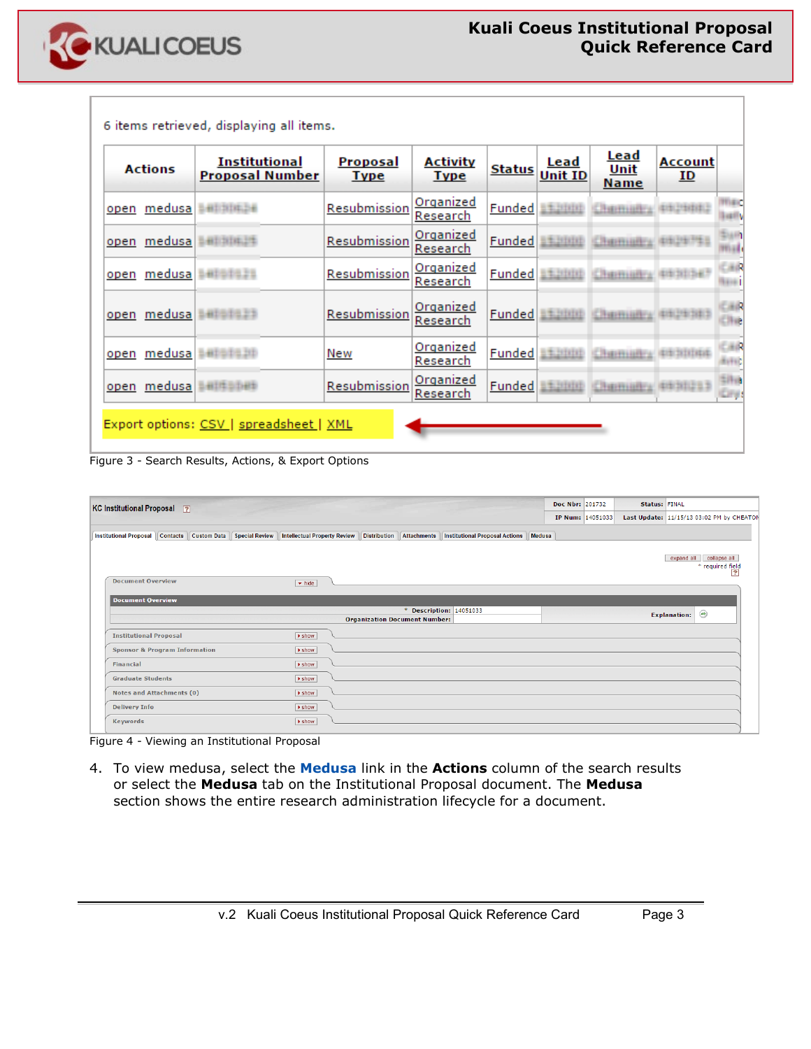6 items retrieved, displaying all items.

| Actions | Institutional Proposal Number | Proposal Type | Activity Type | Status | Lead Unit ID | Lead Unit Name | Account ID |
|---|---|---|---|---|---|---|---|
| open medusa | | Resubmission | Organized Research | Funded | | | |
| open medusa | | Resubmission | Organized Research | Funded | | | |
| open medusa | | Resubmission | Organized Research | Funded | | | |
| open medusa | | Resubmission | Organized Research | Funded | | | |
| open medusa | | New | Organized Research | Funded | | | |
| open medusa | | Resubmission | Organized Research | Funded | | | |

Export options: CSV | spreadsheet | XML

Figure 3 - Search Results, Actions, & Export Options

Figure 4 - Viewing an Institutional Proposal

4. To view medusa, select the **Medusa** link in the **Actions** column of the search results or select the **Medusa** tab on the Institutional Proposal document. The **Medusa** section shows the entire research administration lifecycle for a document.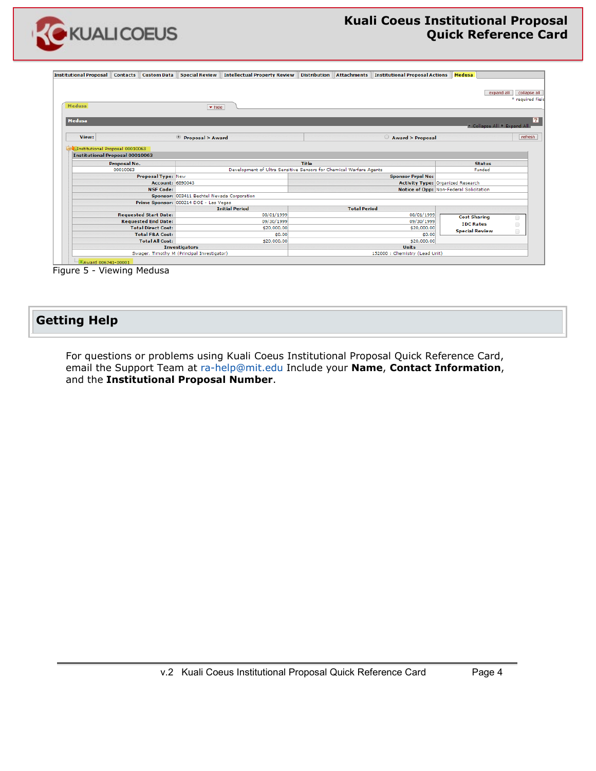Figure 5 - Viewing Medusa

## Getting Help

For questions or problems using Kuali Coeus Institutional Proposal Quick Reference Card, email the Support Team at ra-help@mit.edu Include your **Name**, **Contact Information**, and the **Institutional Proposal Number**.